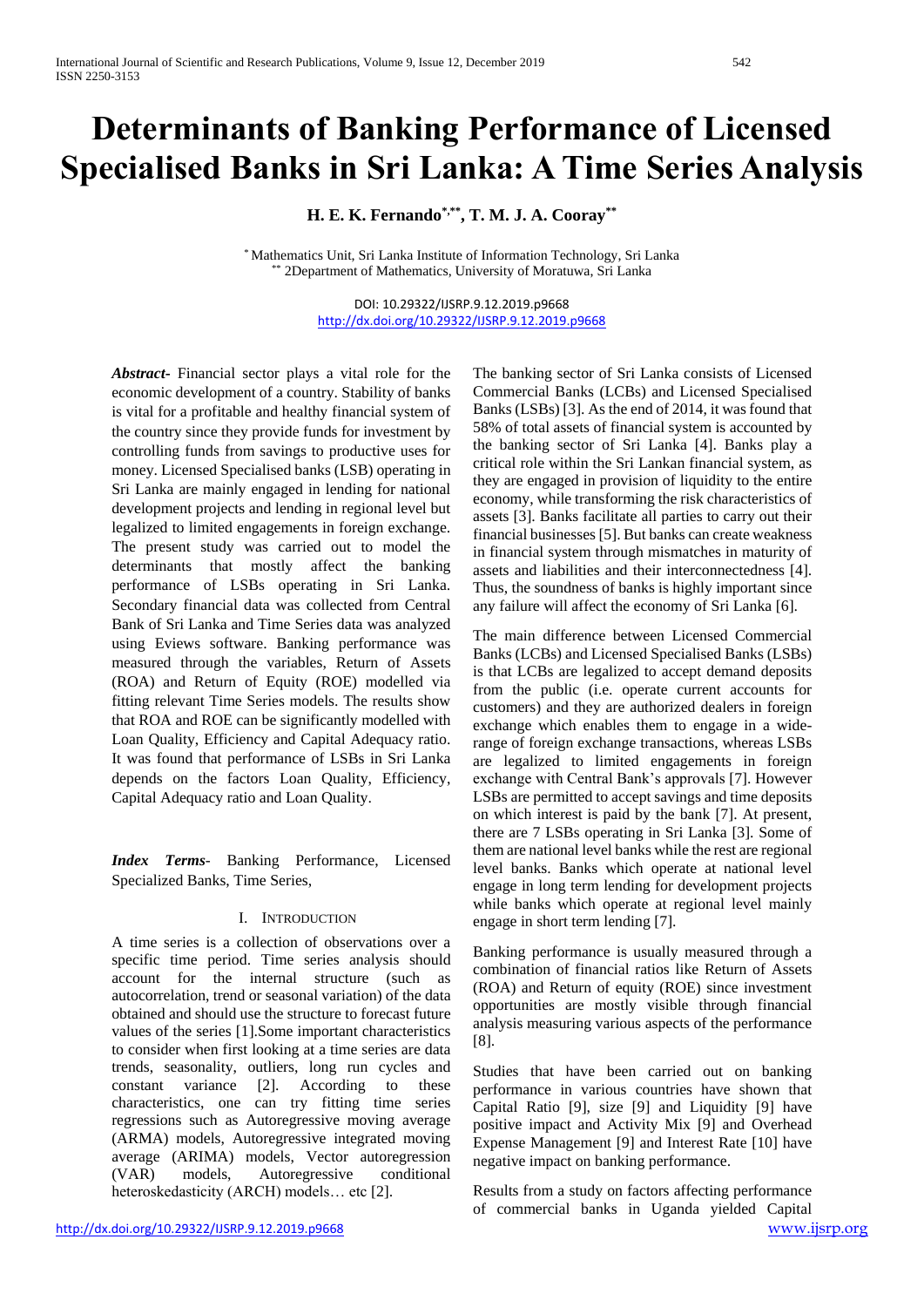# Determinants of Banking Performance of Licensed Specialised Banks in Sri Lanka: A Time Series Analysis

**H. E. K. Fernando[*,**], T. M. J. A. Cooray[**]**

[*] Mathematics Unit, Sri Lanka Institute of Information Technology, Sri Lanka
[**] 2Department of Mathematics, University of Moratuwa, Sri Lanka

DOI: 10.29322/IJSRP.9.12.2019.p9668
http://dx.doi.org/10.29322/IJSRP.9.12.2019.p9668

***Abstract***- Financial sector plays a vital role for the economic development of a country. Stability of banks is vital for a profitable and healthy financial system of the country since they provide funds for investment by controlling funds from savings to productive uses for money. Licensed Specialised banks (LSB) operating in Sri Lanka are mainly engaged in lending for national development projects and lending in regional level but legalized to limited engagements in foreign exchange. The present study was carried out to model the determinants that mostly affect the banking performance of LSBs operating in Sri Lanka. Secondary financial data was collected from Central Bank of Sri Lanka and Time Series data was analyzed using Eviews software. Banking performance was measured through the variables, Return of Assets (ROA) and Return of Equity (ROE) modelled via fitting relevant Time Series models. The results show that ROA and ROE can be significantly modelled with Loan Quality, Efficiency and Capital Adequacy ratio. It was found that performance of LSBs in Sri Lanka depends on the factors Loan Quality, Efficiency, Capital Adequacy ratio and Loan Quality.

***Index Terms***- Banking Performance, Licensed Specialized Banks, Time Series,

## I. Introduction

A time series is a collection of observations over a specific time period. Time series analysis should account for the internal structure (such as autocorrelation, trend or seasonal variation) of the data obtained and should use the structure to forecast future values of the series [1].Some important characteristics to consider when first looking at a time series are data trends, seasonality, outliers, long run cycles and constant variance [2]. According to these characteristics, one can try fitting time series regressions such as Autoregressive moving average (ARMA) models, Autoregressive integrated moving average (ARIMA) models, Vector autoregression (VAR) models, Autoregressive conditional heteroskedasticity (ARCH) models… etc [2].

The banking sector of Sri Lanka consists of Licensed Commercial Banks (LCBs) and Licensed Specialised Banks (LSBs) [3]. As the end of 2014, it was found that 58% of total assets of financial system is accounted by the banking sector of Sri Lanka [4]. Banks play a critical role within the Sri Lankan financial system, as they are engaged in provision of liquidity to the entire economy, while transforming the risk characteristics of assets [3]. Banks facilitate all parties to carry out their financial businesses [5]. But banks can create weakness in financial system through mismatches in maturity of assets and liabilities and their interconnectedness [4]. Thus, the soundness of banks is highly important since any failure will affect the economy of Sri Lanka [6].

The main difference between Licensed Commercial Banks (LCBs) and Licensed Specialised Banks (LSBs) is that LCBs are legalized to accept demand deposits from the public (i.e. operate current accounts for customers) and they are authorized dealers in foreign exchange which enables them to engage in a wide-range of foreign exchange transactions, whereas LSBs are legalized to limited engagements in foreign exchange with Central Bank's approvals [7]. However LSBs are permitted to accept savings and time deposits on which interest is paid by the bank [7]. At present, there are 7 LSBs operating in Sri Lanka [3]. Some of them are national level banks while the rest are regional level banks. Banks which operate at national level engage in long term lending for development projects while banks which operate at regional level mainly engage in short term lending [7].

Banking performance is usually measured through a combination of financial ratios like Return of Assets (ROA) and Return of equity (ROE) since investment opportunities are mostly visible through financial analysis measuring various aspects of the performance [8].

Studies that have been carried out on banking performance in various countries have shown that Capital Ratio [9], size [9] and Liquidity [9] have positive impact and Activity Mix [9] and Overhead Expense Management [9] and Interest Rate [10] have negative impact on banking performance.

Results from a study on factors affecting performance of commercial banks in Uganda yielded Capital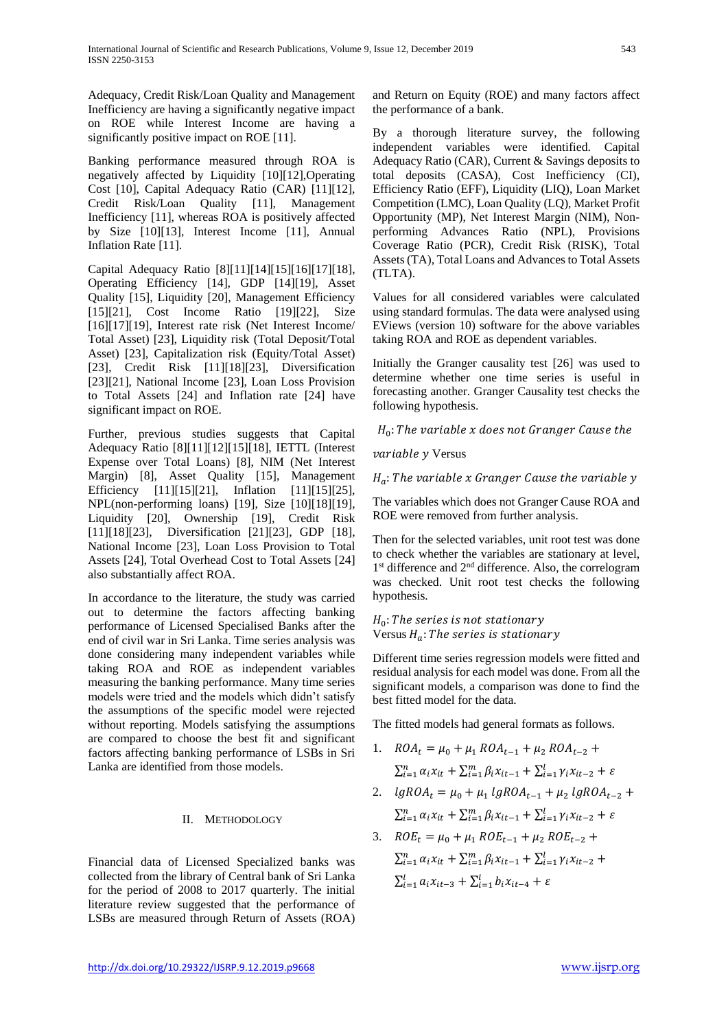Adequacy, Credit Risk/Loan Quality and Management Inefficiency are having a significantly negative impact on ROE while Interest Income are having a significantly positive impact on ROE [11].

Banking performance measured through ROA is negatively affected by Liquidity [10][12],Operating Cost [10], Capital Adequacy Ratio (CAR) [11][12], Credit Risk/Loan Quality [11], Management Inefficiency [11], whereas ROA is positively affected by Size [10][13], Interest Income [11], Annual Inflation Rate [11].

Capital Adequacy Ratio [8][11][14][15][16][17][18], Operating Efficiency [14], GDP [14][19], Asset Quality [15], Liquidity [20], Management Efficiency [15][21], Cost Income Ratio [19][22], Size [16][17][19], Interest rate risk (Net Interest Income/ Total Asset) [23], Liquidity risk (Total Deposit/Total Asset) [23], Capitalization risk (Equity/Total Asset) [23], Credit Risk [11][18][23], Diversification [23][21], National Income [23], Loan Loss Provision to Total Assets [24] and Inflation rate [24] have significant impact on ROE.

Further, previous studies suggests that Capital Adequacy Ratio [8][11][12][15][18], IETTL (Interest Expense over Total Loans) [8], NIM (Net Interest Margin) [8], Asset Quality [15], Management Efficiency [11][15][21], Inflation [11][15][25], NPL(non-performing loans) [19], Size [10][18][19], Liquidity [20], Ownership [19], Credit Risk [11][18][23], Diversification [21][23], GDP [18], National Income [23], Loan Loss Provision to Total Assets [24], Total Overhead Cost to Total Assets [24] also substantially affect ROA.

In accordance to the literature, the study was carried out to determine the factors affecting banking performance of Licensed Specialised Banks after the end of civil war in Sri Lanka. Time series analysis was done considering many independent variables while taking ROA and ROE as independent variables measuring the banking performance. Many time series models were tried and the models which didn't satisfy the assumptions of the specific model were rejected without reporting. Models satisfying the assumptions are compared to choose the best fit and significant factors affecting banking performance of LSBs in Sri Lanka are identified from those models.

## II. Methodology

Financial data of Licensed Specialized banks was collected from the library of Central bank of Sri Lanka for the period of 2008 to 2017 quarterly. The initial literature review suggested that the performance of LSBs are measured through Return of Assets (ROA) and Return on Equity (ROE) and many factors affect the performance of a bank.

By a thorough literature survey, the following independent variables were identified. Capital Adequacy Ratio (CAR), Current & Savings deposits to total deposits (CASA), Cost Inefficiency (CI), Efficiency Ratio (EFF), Liquidity (LIQ), Loan Market Competition (LMC), Loan Quality (LQ), Market Profit Opportunity (MP), Net Interest Margin (NIM), Non-performing Advances Ratio (NPL), Provisions Coverage Ratio (PCR), Credit Risk (RISK), Total Assets (TA), Total Loans and Advances to Total Assets (TLTA).

Values for all considered variables were calculated using standard formulas. The data were analysed using EViews (version 10) software for the above variables taking ROA and ROE as dependent variables.

Initially the Granger causality test [26] was used to determine whether one time series is useful in forecasting another. Granger Causality test checks the following hypothesis.

$H_0$: *The variable x does not Granger Cause the variable y* Versus

$H_a$: *The variable x Granger Cause the variable y*

The variables which does not Granger Cause ROA and ROE were removed from further analysis.

Then for the selected variables, unit root test was done to check whether the variables are stationary at level, 1st difference and 2nd difference. Also, the correlogram was checked. Unit root test checks the following hypothesis.

$H_0$: *The series is not stationary*
Versus $H_a$: *The series is stationary*

Different time series regression models were fitted and residual analysis for each model was done. From all the significant models, a comparison was done to find the best fitted model for the data.

The fitted models had general formats as follows.

1. $ROA_t = \mu_0 + \mu_1\, ROA_{t-1} + \mu_2\, ROA_{t-2} + \sum_{i=1}^{n} \alpha_i x_{it} + \sum_{i=1}^{m} \beta_i x_{it-1} + \sum_{i=1}^{l} \gamma_i x_{it-2} + \varepsilon$
2. $lgROA_t = \mu_0 + \mu_1\, lgROA_{t-1} + \mu_2\, lgROA_{t-2} + \sum_{i=1}^{n} \alpha_i x_{it} + \sum_{i=1}^{m} \beta_i x_{it-1} + \sum_{i=1}^{l} \gamma_i x_{it-2} + \varepsilon$
3. $ROE_t = \mu_0 + \mu_1\, ROE_{t-1} + \mu_2\, ROE_{t-2} + \sum_{i=1}^{n} \alpha_i x_{it} + \sum_{i=1}^{m} \beta_i x_{it-1} + \sum_{i=1}^{l} \gamma_i x_{it-2} + \sum_{i=1}^{l} a_i x_{it-3} + \sum_{i=1}^{l} b_i x_{it-4} + \varepsilon$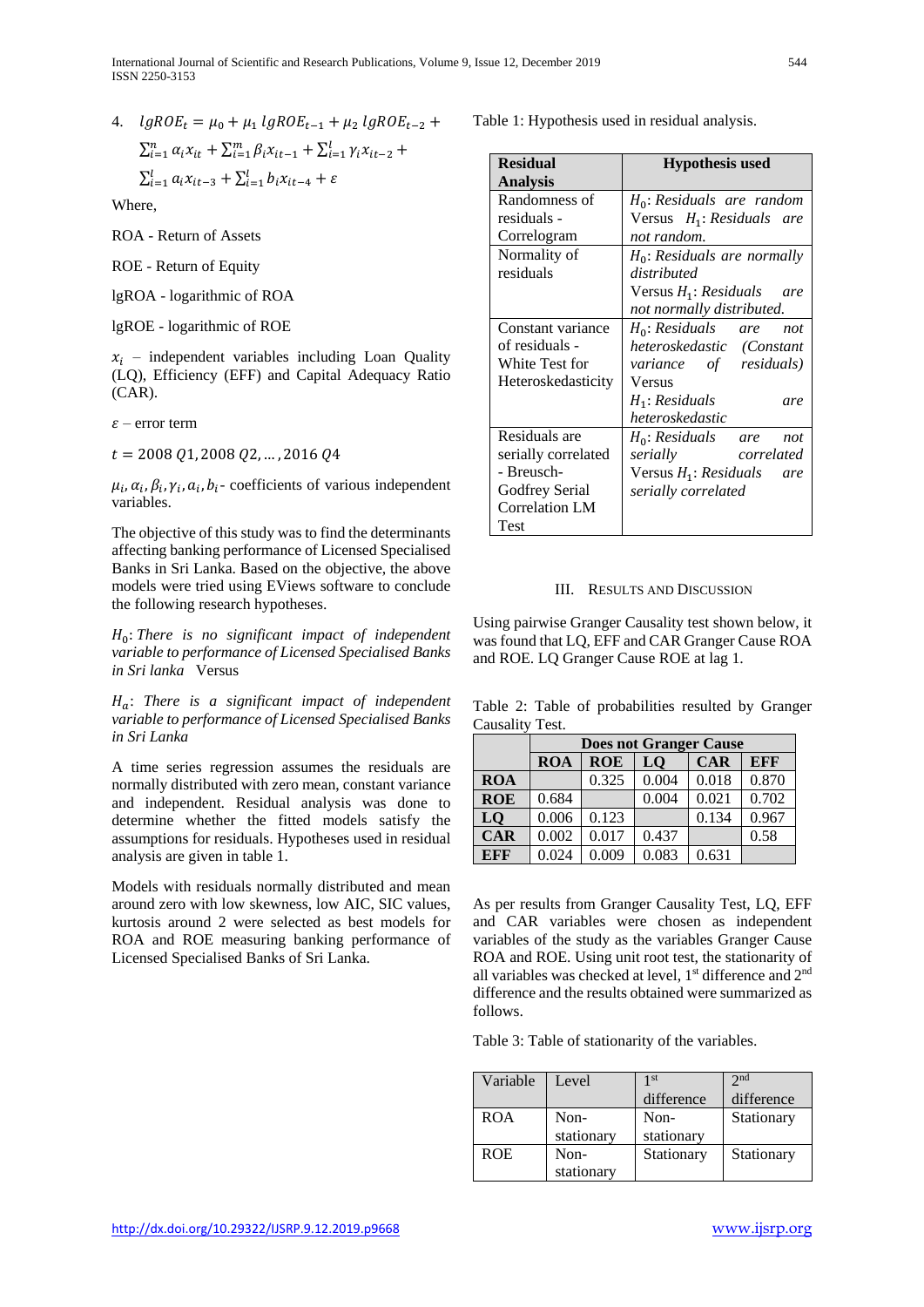4. $lgROE_t = \mu_0 + \mu_1\, lgROE_{t-1} + \mu_2\, lgROE_{t-2} + \sum_{i=1}^{n} \alpha_i x_{it} + \sum_{i=1}^{m} \beta_i x_{it-1} + \sum_{i=1}^{l} \gamma_i x_{it-2} + \sum_{i=1}^{l} a_i x_{it-3} + \sum_{i=1}^{l} b_i x_{it-4} + \varepsilon$

Where,

ROA - Return of Assets

ROE - Return of Equity

lgROA - logarithmic of ROA

lgROE - logarithmic of ROE

$x_i$ – independent variables including Loan Quality (LQ), Efficiency (EFF) and Capital Adequacy Ratio (CAR).

$\varepsilon$ – error term

$t = 2008\ Q1, 2008\ Q2, \dots, 2016\ Q4$

$\mu_i, \alpha_i, \beta_i, \gamma_i, a_i, b_i$ - coefficients of various independent variables.

The objective of this study was to find the determinants affecting banking performance of Licensed Specialised Banks in Sri Lanka. Based on the objective, the above models were tried using EViews software to conclude the following research hypotheses.

$H_0$: *There is no significant impact of independent variable to performance of Licensed Specialised Banks in Sri lanka* Versus

$H_a$: *There is a significant impact of independent variable to performance of Licensed Specialised Banks in Sri Lanka*

A time series regression assumes the residuals are normally distributed with zero mean, constant variance and independent. Residual analysis was done to determine whether the fitted models satisfy the assumptions for residuals. Hypotheses used in residual analysis are given in table 1.

Models with residuals normally distributed and mean around zero with low skewness, low AIC, SIC values, kurtosis around 2 were selected as best models for ROA and ROE measuring banking performance of Licensed Specialised Banks of Sri Lanka.

Table 1: Hypothesis used in residual analysis.

| Residual Analysis | Hypothesis used |
|---|---|
| Randomness of residuals - Correlogram | $H_0$: *Residuals are random* Versus $H_1$: *Residuals are not random.* |
| Normality of residuals | $H_0$: *Residuals are normally distributed* Versus $H_1$: *Residuals are not normally distributed.* |
| Constant variance of residuals - White Test for Heteroskedasticity | $H_0$: *Residuals are not heteroskedastic (Constant variance of residuals)* Versus $H_1$: *Residuals are heteroskedastic* |
| Residuals are serially correlated - Breusch-Godfrey Serial Correlation LM Test | $H_0$: *Residuals are not serially correlated* Versus $H_1$: *Residuals are serially correlated* |

## III. Results and Discussion

Using pairwise Granger Causality test shown below, it was found that LQ, EFF and CAR Granger Cause ROA and ROE. LQ Granger Cause ROE at lag 1.

Table 2: Table of probabilities resulted by Granger Causality Test.

| | Does not Granger Cause | | | | |
|---|---|---|---|---|---|
| | **ROA** | **ROE** | **LQ** | **CAR** | **EFF** |
| **ROA** | | 0.325 | 0.004 | 0.018 | 0.870 |
| **ROE** | 0.684 | | 0.004 | 0.021 | 0.702 |
| **LQ** | 0.006 | 0.123 | | 0.134 | 0.967 |
| **CAR** | 0.002 | 0.017 | 0.437 | | 0.58 |
| **EFF** | 0.024 | 0.009 | 0.083 | 0.631 | |

As per results from Granger Causality Test, LQ, EFF and CAR variables were chosen as independent variables of the study as the variables Granger Cause ROA and ROE. Using unit root test, the stationarity of all variables was checked at level, 1st difference and 2nd difference and the results obtained were summarized as follows.

Table 3: Table of stationarity of the variables.

| Variable | Level | 1st difference | 2nd difference |
|---|---|---|---|
| ROA | Non-stationary | Non-stationary | Stationary |
| ROE | Non-stationary | Stationary | Stationary |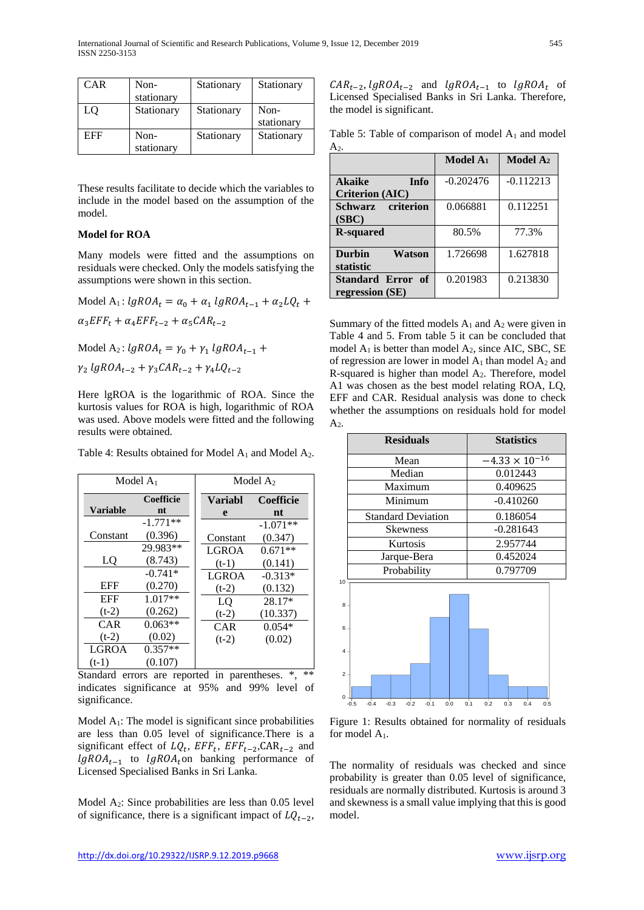| CAR | Non-stationary | Stationary | Stationary |
|---|---|---|---|
| LQ | Stationary | Stationary | Non-stationary |
| EFF | Non-stationary | Stationary | Stationary |

These results facilitate to decide which the variables to include in the model based on the assumption of the model.

### Model for ROA

Many models were fitted and the assumptions on residuals were checked. Only the models satisfying the assumptions were shown in this section.

Model $A_1$: $lgROA_t = \alpha_0 + \alpha_1\, lgROA_{t-1} + \alpha_2 LQ_t + \alpha_3 EFF_t + \alpha_4 EFF_{t-2} + \alpha_5 CAR_{t-2}$

Model $A_2$: $lgROA_t = \gamma_0 + \gamma_1\, lgROA_{t-1} + \gamma_2\, lgROA_{t-2} + \gamma_3 CAR_{t-2} + \gamma_4 LQ_{t-2}$

Here lgROA is the logarithmic of ROA. Since the kurtosis values for ROA is high, logarithmic of ROA was used. Above models were fitted and the following results were obtained.

Table 4: Results obtained for Model $A_1$ and Model $A_2$.

| Model $A_1$ | | Model $A_2$ | |
|---|---|---|---|
| Variable | Coefficient | Variable | Coefficient |
| Constant | -1.771** (0.396) | Constant | -1.071** (0.347) |
| LQ | 29.983** (8.743) | LGROA (t-1) | 0.671** (0.141) |
| EFF | -0.741* (0.270) | LGROA (t-2) | -0.313* (0.132) |
| EFF (t-2) | 1.017** (0.262) | LQ (t-2) | 28.17* (10.337) |
| CAR (t-2) | 0.063** (0.02) | CAR (t-2) | 0.054* (0.02) |
| LGROA (t-1) | 0.357** (0.107) | | |

Standard errors are reported in parentheses. *, ** indicates significance at 95% and 99% level of significance.

Model $A_1$: The model is significant since probabilities are less than 0.05 level of significance.There is a significant effect of $LQ_t$, $EFF_t$, $EFF_{t-2}$,$CAR_{t-2}$ and $lgROA_{t-1}$ to $lgROA_t$on banking performance of Licensed Specialised Banks in Sri Lanka.

Model $A_2$: Since probabilities are less than 0.05 level of significance, there is a significant impact of $LQ_{t-2}$, $CAR_{t-2}$, $lgROA_{t-2}$ and $lgROA_{t-1}$ to $lgROA_t$ of Licensed Specialised Banks in Sri Lanka. Therefore, the model is significant.

Table 5: Table of comparison of model $A_1$ and model $A_2$.

| | Model $A_1$ | Model $A_2$ |
|---|---|---|
| **Akaike Info Criterion (AIC)** | -0.202476 | -0.112213 |
| **Schwarz criterion (SBC)** | 0.066881 | 0.112251 |
| **R-squared** | 80.5% | 77.3% |
| **Durbin Watson statistic** | 1.726698 | 1.627818 |
| **Standard Error of regression (SE)** | 0.201983 | 0.213830 |

Summary of the fitted models $A_1$ and $A_2$ were given in Table 4 and 5. From table 5 it can be concluded that model $A_1$ is better than model $A_2$, since AIC, SBC, SE of regression are lower in model $A_1$ than model $A_2$ and R-squared is higher than model $A_2$. Therefore, model A1 was chosen as the best model relating ROA, LQ, EFF and CAR. Residual analysis was done to check whether the assumptions on residuals hold for model $A_2$.

| Residuals | Statistics |
|---|---|
| Mean | $-4.33 \times 10^{-16}$ |
| Median | 0.012443 |
| Maximum | 0.409625 |
| Minimum | -0.410260 |
| Standard Deviation | 0.186054 |
| Skewness | -0.281643 |
| Kurtosis | 2.957744 |
| Jarque-Bera | 0.452024 |
| Probability | 0.797709 |

Figure 1: Results obtained for normality of residuals for model $A_1$.

The normality of residuals was checked and since probability is greater than 0.05 level of significance, residuals are normally distributed. Kurtosis is around 3 and skewness is a small value implying that this is good model.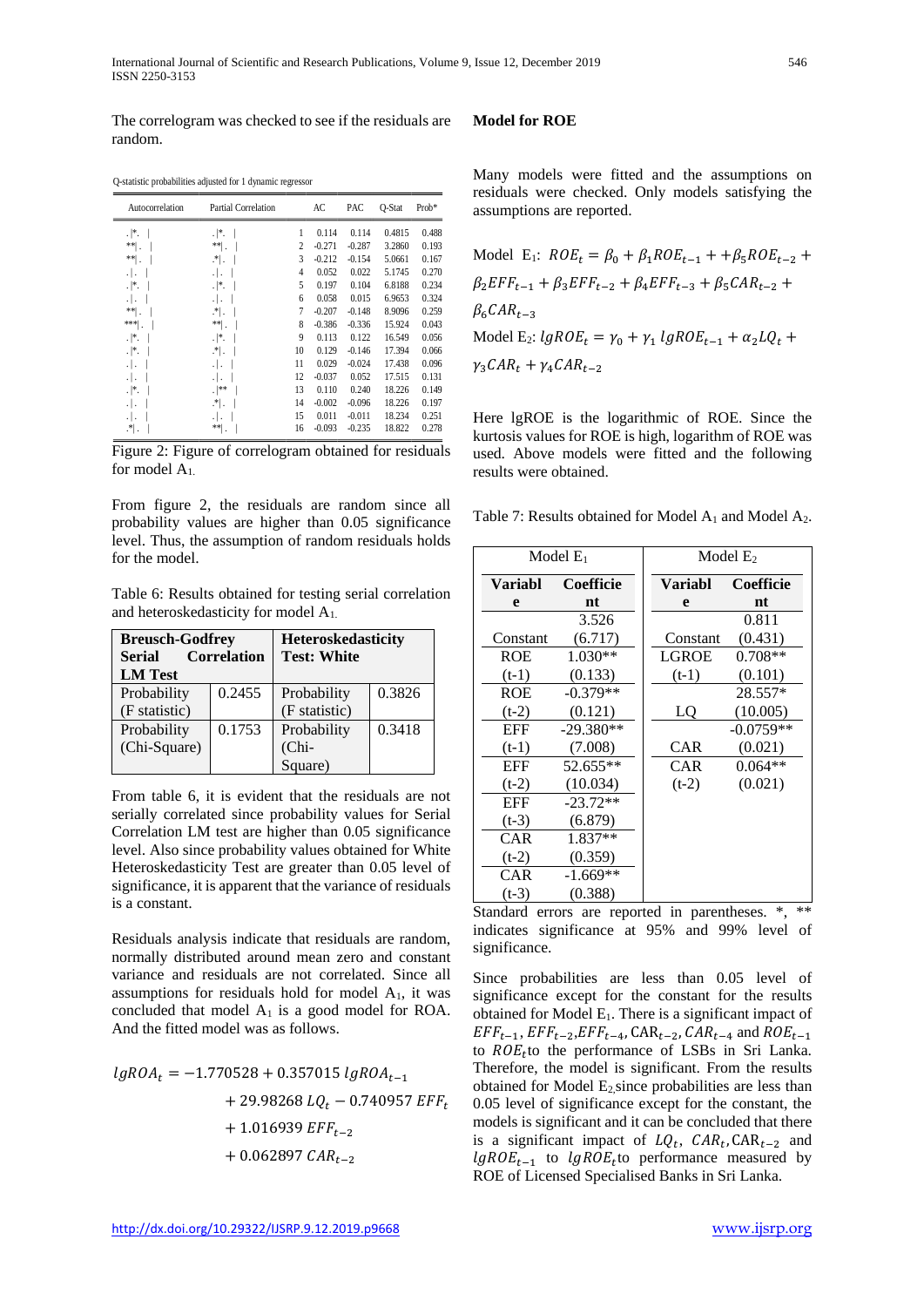The correlogram was checked to see if the residuals are random.

Q-statistic probabilities adjusted for 1 dynamic regressor

| Autocorrelation | Partial Correlation | | AC | PAC | Q-Stat | Prob* |
|---|---|---|---|---|---|---|
| . \|\*. \| | . \|\*. \| | 1 | 0.114 | 0.114 | 0.4815 | 0.488 |
| \*\*\| . \| | \*\*\| . \| | 2 | -0.271 | -0.287 | 3.2860 | 0.193 |
| \*\*\| . \| | .\*\| . \| | 3 | -0.212 | -0.154 | 5.0661 | 0.167 |
| . \| . \| | . \| . \| | 4 | 0.052 | 0.022 | 5.1745 | 0.270 |
| . \|\*. \| | . \|\*. \| | 5 | 0.197 | 0.104 | 6.8188 | 0.234 |
| . \| . \| | . \| . \| | 6 | 0.058 | 0.015 | 6.9653 | 0.324 |
| \*\*\| . \| | .\*\| . \| | 7 | -0.207 | -0.148 | 8.9096 | 0.259 |
| \*\*\*\| . \| | \*\*\| . \| | 8 | -0.386 | -0.336 | 15.924 | 0.043 |
| . \|\*. \| | . \|\*. \| | 9 | 0.113 | 0.122 | 16.549 | 0.056 |
| . \|\*. \| | .\*\| . \| | 10 | 0.129 | -0.146 | 17.394 | 0.066 |
| . \| . \| | . \| . \| | 11 | 0.029 | -0.024 | 17.438 | 0.096 |
| . \| . \| | . \| . \| | 12 | -0.037 | 0.052 | 17.515 | 0.131 |
| . \|\*. \| | . \|\*\* \| | 13 | 0.110 | 0.240 | 18.226 | 0.149 |
| . \| . \| | .\*\| . \| | 14 | -0.002 | -0.096 | 18.226 | 0.197 |
| . \| . \| | . \| . \| | 15 | 0.011 | -0.011 | 18.234 | 0.251 |
| .\*\| . \| | \*\*\| . \| | 16 | -0.093 | -0.235 | 18.822 | 0.278 |

Figure 2: Figure of correlogram obtained for residuals for model $A_1$.

From figure 2, the residuals are random since all probability values are higher than 0.05 significance level. Thus, the assumption of random residuals holds for the model.

Table 6: Results obtained for testing serial correlation and heteroskedasticity for model $A_1$.

| Breusch-Godfrey Serial Correlation LM Test | | Heteroskedasticity Test: White | |
|---|---|---|---|
| Probability (F statistic) | 0.2455 | Probability (F statistic) | 0.3826 |
| Probability (Chi-Square) | 0.1753 | Probability (Chi-Square) | 0.3418 |

From table 6, it is evident that the residuals are not serially correlated since probability values for Serial Correlation LM test are higher than 0.05 significance level. Also since probability values obtained for White Heteroskedasticity Test are greater than 0.05 level of significance, it is apparent that the variance of residuals is a constant.

Residuals analysis indicate that residuals are random, normally distributed around mean zero and constant variance and residuals are not correlated. Since all assumptions for residuals hold for model $A_1$, it was concluded that model $A_1$ is a good model for ROA. And the fitted model was as follows.

$$lgROA_t = -1.770528 + 0.357015\ lgROA_{t-1} + 29.98268\ LQ_t - 0.740957\ EFF_t + 1.016939\ EFF_{t-2} + 0.062897\ CAR_{t-2}$$

### Model for ROE

Many models were fitted and the assumptions on residuals were checked. Only models satisfying the assumptions are reported.

Model $E_1$: $ROE_t = \beta_0 + \beta_1 ROE_{t-1} + +\beta_5 ROE_{t-2} + \beta_2 EFF_{t-1} + \beta_3 EFF_{t-2} + \beta_4 EFF_{t-3} + \beta_5 CAR_{t-2} + \beta_6 CAR_{t-3}$

Model $E_2$: $lgROE_t = \gamma_0 + \gamma_1\ lgROE_{t-1} + \alpha_2 LQ_t + \gamma_3 CAR_t + \gamma_4 CAR_{t-2}$

Here lgROE is the logarithmic of ROE. Since the kurtosis values for ROE is high, logarithm of ROE was used. Above models were fitted and the following results were obtained.

Table 7: Results obtained for Model $A_1$ and Model $A_2$.

| Model $E_1$ | | Model $E_2$ | |
|---|---|---|---|
| **Variable** | **Coefficient** | **Variable** | **Coefficient** |
| Constant | 3.526 (6.717) | Constant | 0.811 (0.431) |
| ROE (t-1) | 1.030** (0.133) | LGROE (t-1) | 0.708** (0.101) |
| ROE (t-2) | -0.379** (0.121) | LQ | 28.557* (10.005) |
| EFF (t-1) | -29.380** (7.008) | CAR | -0.0759** (0.021) |
| EFF (t-2) | 52.655** (10.034) | CAR (t-2) | 0.064** (0.021) |
| EFF (t-3) | -23.72** (6.879) | | |
| CAR (t-2) | 1.837** (0.359) | | |
| CAR (t-3) | -1.669** (0.388) | | |

Standard errors are reported in parentheses. *, ** indicates significance at 95% and 99% level of significance.

Since probabilities are less than 0.05 level of significance except for the constant for the results obtained for Model $E_1$. There is a significant impact of $EFF_{t-1}$, $EFF_{t-2}$, $EFF_{t-4}$, $CAR_{t-2}$, $CAR_{t-4}$ and $ROE_{t-1}$ to $ROE_t$ to the performance of LSBs in Sri Lanka. Therefore, the model is significant. From the results obtained for Model $E_2$ since probabilities are less than 0.05 level of significance except for the constant, the models is significant and it can be concluded that there is a significant impact of $LQ_t$, $CAR_t$, $CAR_{t-2}$ and $lgROE_{t-1}$ to $lgROE_t$ to performance measured by ROE of Licensed Specialised Banks in Sri Lanka.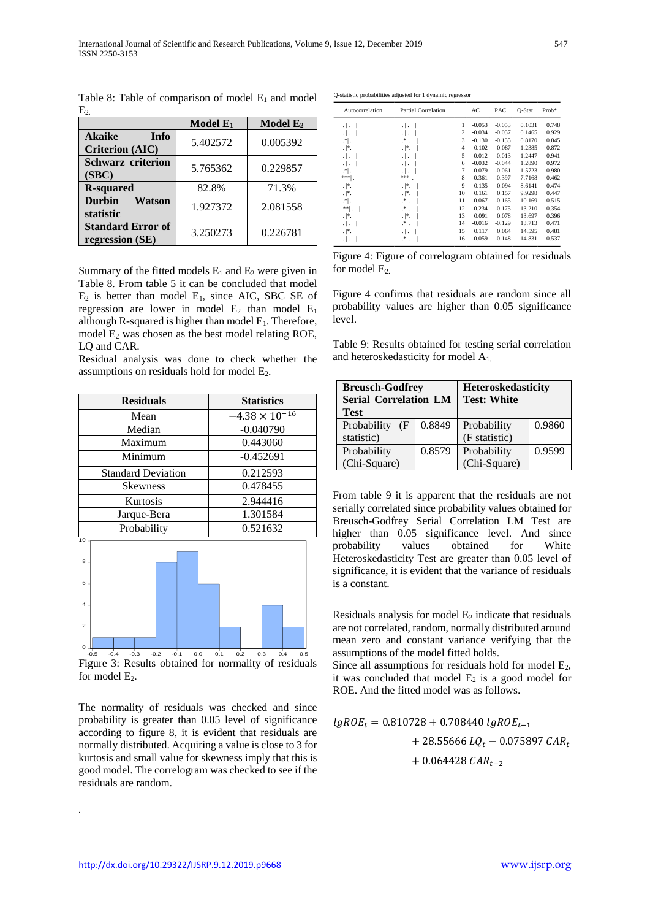Table 8: Table of comparison of model $E_1$ and model $E_2$

| | Model $E_1$ | Model $E_2$ |
|---|---|---|
| **Akaike Info Criterion (AIC)** | 5.402572 | 0.005392 |
| **Schwarz criterion (SBC)** | 5.765362 | 0.229857 |
| **R-squared** | 82.8% | 71.3% |
| **Durbin Watson statistic** | 1.927372 | 2.081558 |
| **Standard Error of regression (SE)** | 3.250273 | 0.226781 |

Summary of the fitted models $E_1$ and $E_2$ were given in Table 8. From table 5 it can be concluded that model $E_2$ is better than model $E_1$, since AIC, SBC SE of regression are lower in model $E_2$ than model $E_1$ although R-squared is higher than model $E_1$. Therefore, model $E_2$ was chosen as the best model relating ROE, LQ and CAR.

Residual analysis was done to check whether the assumptions on residuals hold for model $E_2$.

| Residuals | Statistics |
|---|---|
| Mean | $-4.38 \times 10^{-16}$ |
| Median | -0.040790 |
| Maximum | 0.443060 |
| Minimum | -0.452691 |
| Standard Deviation | 0.212593 |
| Skewness | 0.478455 |
| Kurtosis | 2.944416 |
| Jarque-Bera | 1.301584 |
| Probability | 0.521632 |

Figure 3: Results obtained for normality of residuals for model $E_2$.

The normality of residuals was checked and since probability is greater than 0.05 level of significance according to figure 8, it is evident that residuals are normally distributed. Acquiring a value is close to 3 for kurtosis and small value for skewness imply that this is good model. The correlogram was checked to see if the residuals are random.

Q-statistic probabilities adjusted for 1 dynamic regressor

| Autocorrelation | Partial Correlation | | AC | PAC | Q-Stat | Prob* |
|---|---|---|---|---|---|---|
| . \| . \| | . \| . \| | 1 | -0.053 | -0.053 | 0.1031 | 0.748 |
| . \| . \| | . \| . \| | 2 | -0.034 | -0.037 | 0.1465 | 0.929 |
| .*\| . \| | .*\| . \| | 3 | -0.130 | -0.135 | 0.8170 | 0.845 |
| . \|* . \| | . \|* . \| | 4 | 0.102 | 0.087 | 1.2385 | 0.872 |
| . \| . \| | . \| . \| | 5 | -0.012 | -0.013 | 1.2447 | 0.941 |
| . \| . \| | . \| . \| | 6 | -0.032 | -0.044 | 1.2890 | 0.972 |
| .*\| . \| | . \| . \| | 7 | -0.079 | -0.061 | 1.5723 | 0.980 |
| ***\| . \| | ***\| . \| | 8 | -0.361 | -0.397 | 7.7168 | 0.462 |
| . \|* . \| | . \|* . \| | 9 | 0.135 | 0.094 | 8.6141 | 0.474 |
| . \|* . \| | . \|* . \| | 10 | 0.161 | 0.157 | 9.9298 | 0.447 |
| .*\| . \| | .*\| . \| | 11 | -0.067 | -0.165 | 10.169 | 0.515 |
| **\| . \| | .*\| . \| | 12 | -0.234 | -0.175 | 13.210 | 0.354 |
| . \|* . \| | . \|* . \| | 13 | 0.091 | 0.078 | 13.697 | 0.396 |
| . \| . \| | .*\| . \| | 14 | -0.016 | -0.129 | 13.713 | 0.471 |
| . \|* . \| | . \| . \| | 15 | 0.117 | 0.064 | 14.595 | 0.481 |
| . \| . \| | .*\| . \| | 16 | -0.059 | -0.148 | 14.831 | 0.537 |

Figure 4: Figure of correlogram obtained for residuals for model $E_2$.

Figure 4 confirms that residuals are random since all probability values are higher than 0.05 significance level.

Table 9: Results obtained for testing serial correlation and heteroskedasticity for model $A_1$.

| **Breusch-Godfrey Serial Correlation LM Test** | | **Heteroskedasticity Test: White** | |
|---|---|---|---|
| Probability (F statistic) | 0.8849 | Probability (F statistic) | 0.9860 |
| Probability (Chi-Square) | 0.8579 | Probability (Chi-Square) | 0.9599 |

From table 9 it is apparent that the residuals are not serially correlated since probability values obtained for Breusch-Godfrey Serial Correlation LM Test are higher than 0.05 significance level. And since probability values obtained for White Heteroskedasticity Test are greater than 0.05 level of significance, it is evident that the variance of residuals is a constant.

Residuals analysis for model $E_2$ indicate that residuals are not correlated, random, normally distributed around mean zero and constant variance verifying that the assumptions of the model fitted holds.

Since all assumptions for residuals hold for model $E_2$, it was concluded that model $E_2$ is a good model for ROE. And the fitted model was as follows.

$$lgROE_t = 0.810728 + 0.708440\, lgROE_{t-1} + 28.55666\, LQ_t - 0.075897\, CAR_t + 0.064428\, CAR_{t-2}$$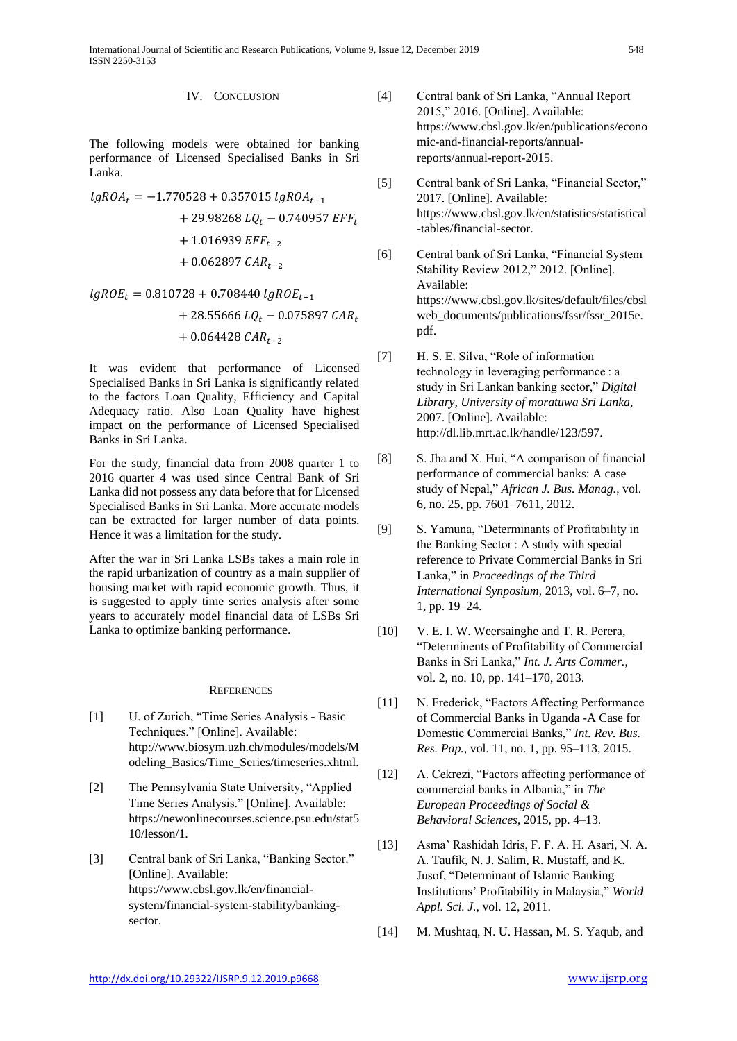## IV. Conclusion

The following models were obtained for banking performance of Licensed Specialised Banks in Sri Lanka.

$$lgROA_t = -1.770528 + 0.357015\, lgROA_{t-1} + 29.98268\, LQ_t - 0.740957\, EFF_t + 1.016939\, EFF_{t-2} + 0.062897\, CAR_{t-2}$$

$$lgROE_t = 0.810728 + 0.708440\, lgROE_{t-1} + 28.55666\, LQ_t - 0.075897\, CAR_t + 0.064428\, CAR_{t-2}$$

It was evident that performance of Licensed Specialised Banks in Sri Lanka is significantly related to the factors Loan Quality, Efficiency and Capital Adequacy ratio. Also Loan Quality have highest impact on the performance of Licensed Specialised Banks in Sri Lanka.

For the study, financial data from 2008 quarter 1 to 2016 quarter 4 was used since Central Bank of Sri Lanka did not possess any data before that for Licensed Specialised Banks in Sri Lanka. More accurate models can be extracted for larger number of data points. Hence it was a limitation for the study.

After the war in Sri Lanka LSBs takes a main role in the rapid urbanization of country as a main supplier of housing market with rapid economic growth. Thus, it is suggested to apply time series analysis after some years to accurately model financial data of LSBs Sri Lanka to optimize banking performance.

## References

[1] U. of Zurich, "Time Series Analysis - Basic Techniques." [Online]. Available: http://www.biosym.uzh.ch/modules/models/Modeling_Basics/Time_Series/timeseries.xhtml.

[2] The Pennsylvania State University, "Applied Time Series Analysis." [Online]. Available: https://newonlinecourses.science.psu.edu/stat510/lesson/1.

[3] Central bank of Sri Lanka, "Banking Sector." [Online]. Available: https://www.cbsl.gov.lk/en/financial-system/financial-system-stability/banking-sector.

[4] Central bank of Sri Lanka, "Annual Report 2015," 2016. [Online]. Available: https://www.cbsl.gov.lk/en/publications/economic-and-financial-reports/annual-reports/annual-report-2015.

[5] Central bank of Sri Lanka, "Financial Sector," 2017. [Online]. Available: https://www.cbsl.gov.lk/en/statistics/statistical-tables/financial-sector.

[6] Central bank of Sri Lanka, "Financial System Stability Review 2012," 2012. [Online]. Available: https://www.cbsl.gov.lk/sites/default/files/cbslweb_documents/publications/fssr/fssr_2015e.pdf.

[7] H. S. E. Silva, "Role of information technology in leveraging performance : a study in Sri Lankan banking sector," *Digital Library, University of moratuwa Sri Lanka*, 2007. [Online]. Available: http://dl.lib.mrt.ac.lk/handle/123/597.

[8] S. Jha and X. Hui, "A comparison of financial performance of commercial banks: A case study of Nepal," *African J. Bus. Manag.*, vol. 6, no. 25, pp. 7601–7611, 2012.

[9] S. Yamuna, "Determinants of Profitability in the Banking Sector : A study with special reference to Private Commercial Banks in Sri Lanka," in *Proceedings of the Third International Synposium*, 2013, vol. 6–7, no. 1, pp. 19–24.

[10] V. E. I. W. Weersainghe and T. R. Perera, "Determinents of Profitability of Commercial Banks in Sri Lanka," *Int. J. Arts Commer.*, vol. 2, no. 10, pp. 141–170, 2013.

[11] N. Frederick, "Factors Affecting Performance of Commercial Banks in Uganda -A Case for Domestic Commercial Banks," *Int. Rev. Bus. Res. Pap.*, vol. 11, no. 1, pp. 95–113, 2015.

[12] A. Cekrezi, "Factors affecting performance of commercial banks in Albania," in *The European Proceedings of Social & Behavioral Sciences*, 2015, pp. 4–13.

[13] Asma' Rashidah Idris, F. F. A. H. Asari, N. A. A. Taufik, N. J. Salim, R. Mustaff, and K. Jusof, "Determinant of Islamic Banking Institutions' Profitability in Malaysia," *World Appl. Sci. J.*, vol. 12, 2011.

[14] M. Mushtaq, N. U. Hassan, M. S. Yaqub, and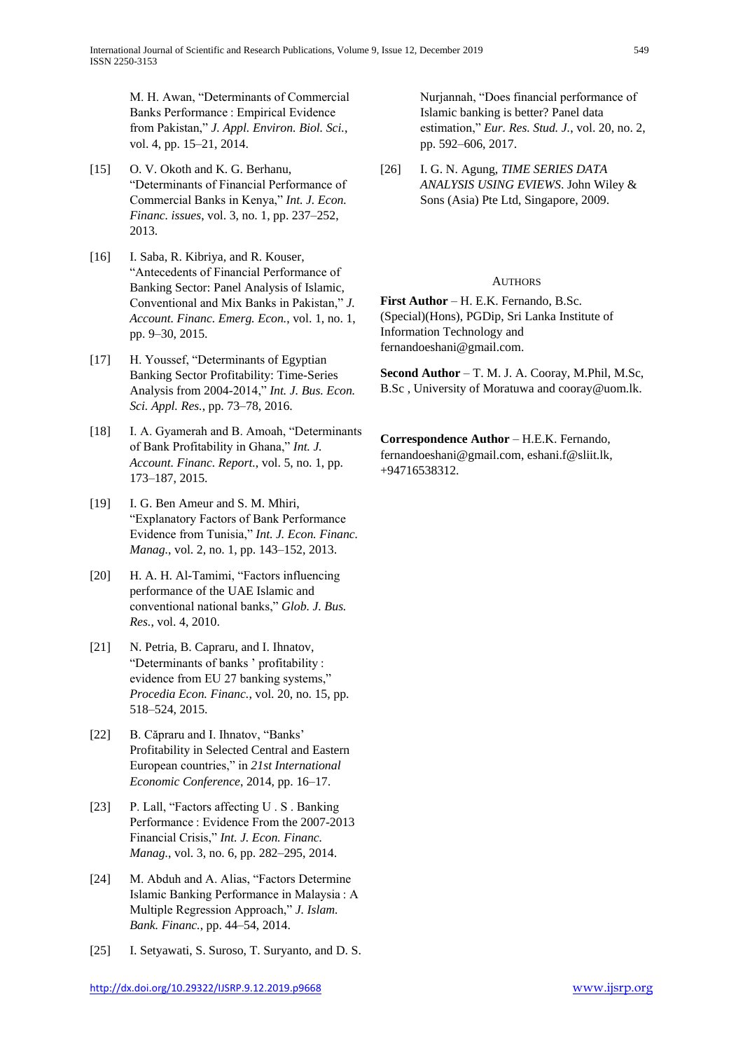M. H. Awan, "Determinants of Commercial Banks Performance : Empirical Evidence from Pakistan," *J. Appl. Environ. Biol. Sci.*, vol. 4, pp. 15–21, 2014.

[15] O. V. Okoth and K. G. Berhanu, "Determinants of Financial Performance of Commercial Banks in Kenya," *Int. J. Econ. Financ. issues*, vol. 3, no. 1, pp. 237–252, 2013.

[16] I. Saba, R. Kibriya, and R. Kouser, "Antecedents of Financial Performance of Banking Sector: Panel Analysis of Islamic, Conventional and Mix Banks in Pakistan," *J. Account. Financ. Emerg. Econ.*, vol. 1, no. 1, pp. 9–30, 2015.

[17] H. Youssef, "Determinants of Egyptian Banking Sector Profitability: Time-Series Analysis from 2004-2014," *Int. J. Bus. Econ. Sci. Appl. Res.*, pp. 73–78, 2016.

[18] I. A. Gyamerah and B. Amoah, "Determinants of Bank Profitability in Ghana," *Int. J. Account. Financ. Report.*, vol. 5, no. 1, pp. 173–187, 2015.

[19] I. G. Ben Ameur and S. M. Mhiri, "Explanatory Factors of Bank Performance Evidence from Tunisia," *Int. J. Econ. Financ. Manag.*, vol. 2, no. 1, pp. 143–152, 2013.

[20] H. A. H. Al-Tamimi, "Factors influencing performance of the UAE Islamic and conventional national banks," *Glob. J. Bus. Res.*, vol. 4, 2010.

[21] N. Petria, B. Capraru, and I. Ihnatov, "Determinants of banks ' profitability : evidence from EU 27 banking systems," *Procedia Econ. Financ.*, vol. 20, no. 15, pp. 518–524, 2015.

[22] B. Căpraru and I. Ihnatov, "Banks' Profitability in Selected Central and Eastern European countries," in *21st International Economic Conference*, 2014, pp. 16–17.

[23] P. Lall, "Factors affecting U . S . Banking Performance : Evidence From the 2007-2013 Financial Crisis," *Int. J. Econ. Financ. Manag.*, vol. 3, no. 6, pp. 282–295, 2014.

[24] M. Abduh and A. Alias, "Factors Determine Islamic Banking Performance in Malaysia : A Multiple Regression Approach," *J. Islam. Bank. Financ.*, pp. 44–54, 2014.

[25] I. Setyawati, S. Suroso, T. Suryanto, and D. S. Nurjannah, "Does financial performance of Islamic banking is better? Panel data estimation," *Eur. Res. Stud. J.*, vol. 20, no. 2, pp. 592–606, 2017.

[26] I. G. N. Agung, *TIME SERIES DATA ANALYSIS USING EVIEWS*. John Wiley & Sons (Asia) Pte Ltd, Singapore, 2009.

## AUTHORS

**First Author** – H. E.K. Fernando, B.Sc. (Special)(Hons), PGDip, Sri Lanka Institute of Information Technology and fernandoeshani@gmail.com.

**Second Author** – T. M. J. A. Cooray, M.Phil, M.Sc, B.Sc , University of Moratuwa and cooray@uom.lk.

**Correspondence Author** – H.E.K. Fernando, fernandoeshani@gmail.com, eshani.f@sliit.lk, +94716538312.